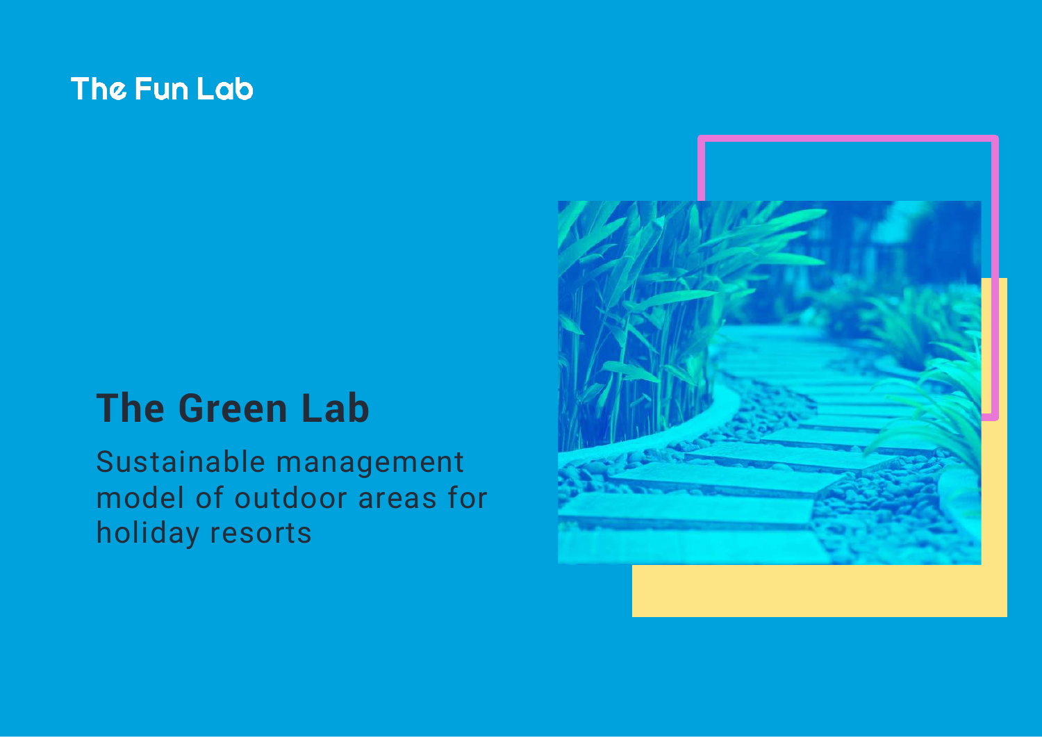The Fun Lab

# The Green Lab

Sustainable management model of outdoor areas for holiday resorts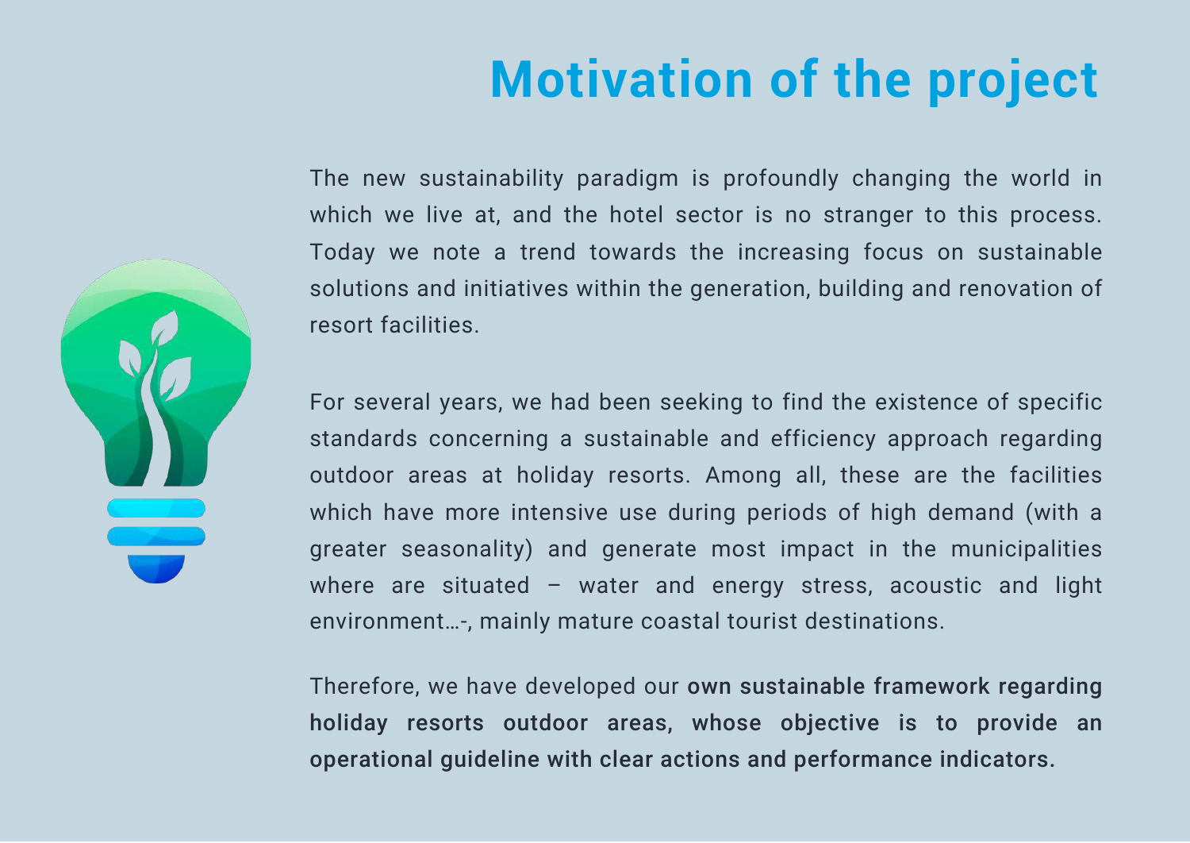# Motivation of the project

The new sustainability paradigm is profoundly changing the world in which we live at, and the hotel sector is no stranger to this process. Today we note a trend towards the increasing focus on sustainable solutions and initiatives within the generation, building and renovation of resort facilities.

For several years, we had been seeking to find the existence of specific standards concerning a sustainable and efficiency approach regarding outdoor areas at holiday resorts. Among all, these are the facilities which have more intensive use during periods of high demand (with a greater seasonality) and generate most impact in the municipalities where are situated – water and energy stress, acoustic and light environment…-, mainly mature coastal tourist destinations.

Therefore, we have developed our **own sustainable framework regarding holiday resorts outdoor areas, whose objective is to provide an operational guideline with clear actions and performance indicators.**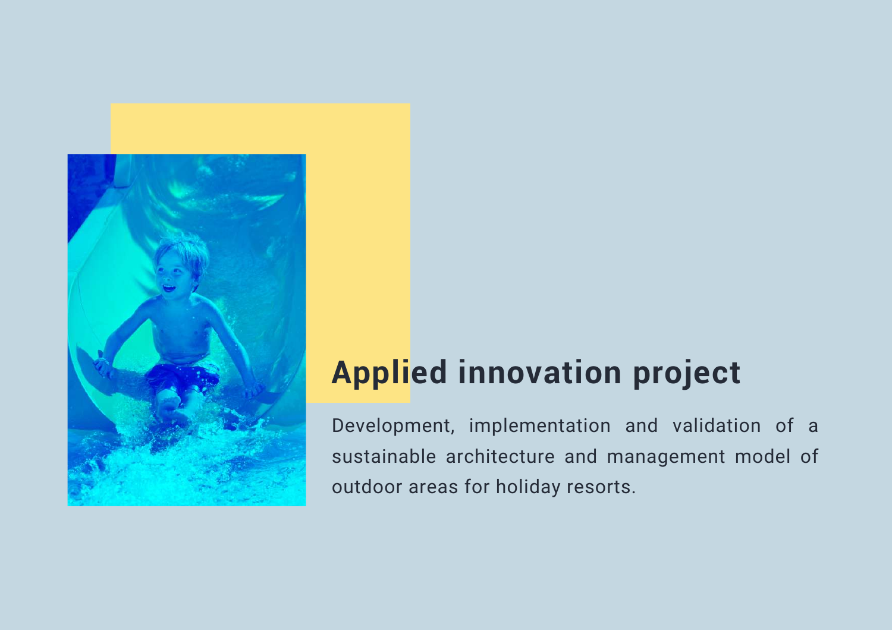# Applied innovation project

Development, implementation and validation of a sustainable architecture and management model of outdoor areas for holiday resorts.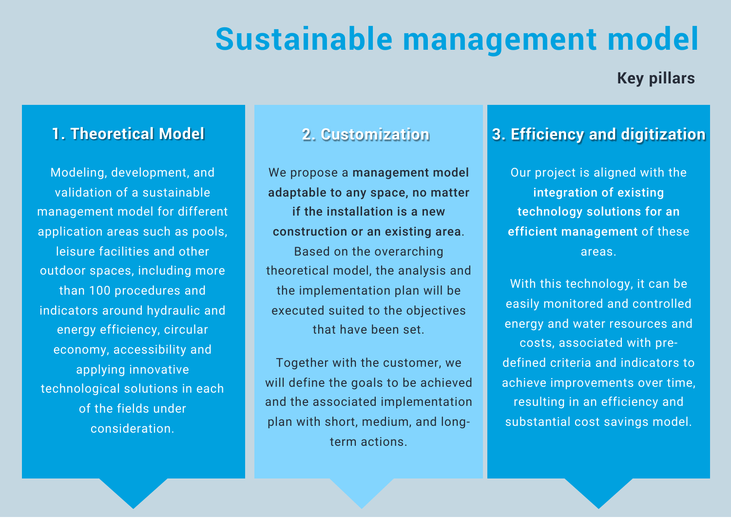# Sustainable management model

**Key pillars**

## 1. Theoretical Model

Modeling, development, and validation of a sustainable management model for different application areas such as pools, leisure facilities and other outdoor spaces, including more than 100 procedures and indicators around hydraulic and energy efficiency, circular economy, accessibility and applying innovative technological solutions in each of the fields under consideration.

## 2. Customization

We propose a **management model adaptable to any space, no matter if the installation is a new construction or an existing area**. Based on the overarching theoretical model, the analysis and the implementation plan will be executed suited to the objectives that have been set.

Together with the customer, we will define the goals to be achieved and the associated implementation plan with short, medium, and long-term actions.

## 3. Efficiency and digitization

Our project is aligned with the **integration of existing technology solutions for an efficient management** of these areas.

With this technology, it can be easily monitored and controlled energy and water resources and costs, associated with pre-defined criteria and indicators to achieve improvements over time, resulting in an efficiency and substantial cost savings model.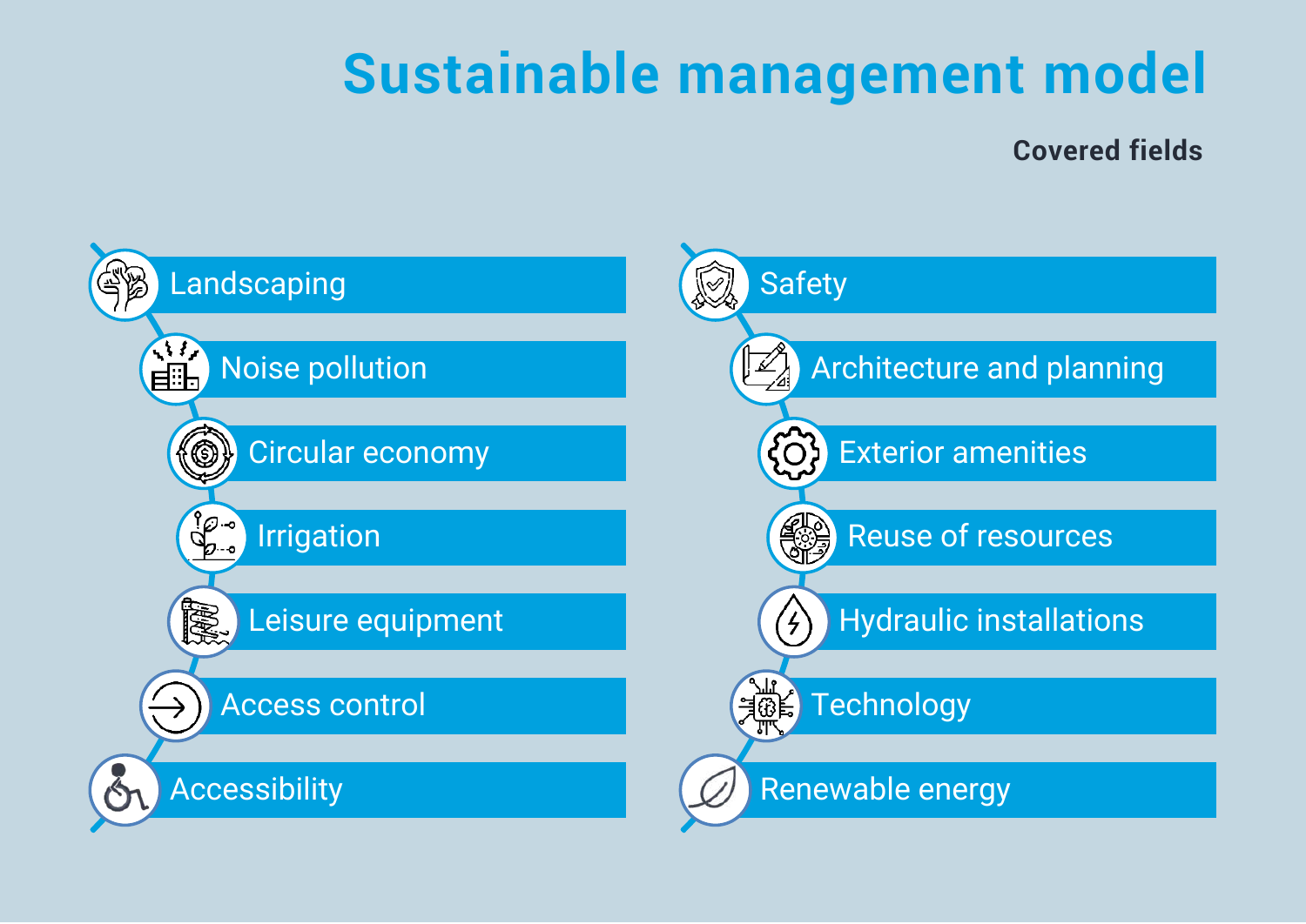# Sustainable management model

**Covered fields**

- Landscaping
- Noise pollution
- Circular economy
- Irrigation
- Leisure equipment
- Access control
- Accessibility
- Safety
- Architecture and planning
- Exterior amenities
- Reuse of resources
- Hydraulic installations
- Technology
- Renewable energy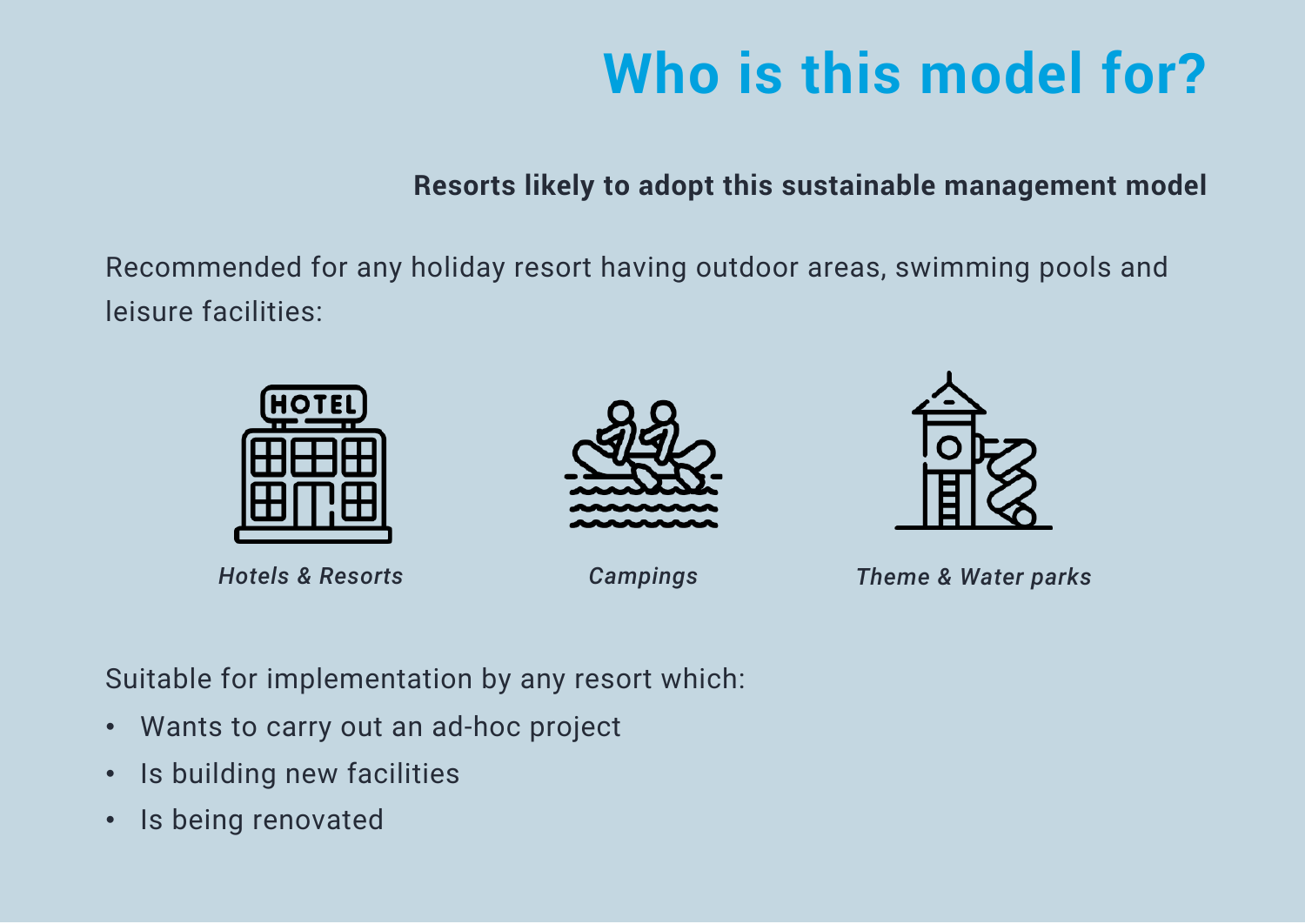# Who is this model for?

**Resorts likely to adopt this sustainable management model**

Recommended for any holiday resort having outdoor areas, swimming pools and leisure facilities:

*Hotels & Resorts*

*Campings*

*Theme & Water parks*

Suitable for implementation by any resort which:

- Wants to carry out an ad-hoc project
- Is building new facilities
- Is being renovated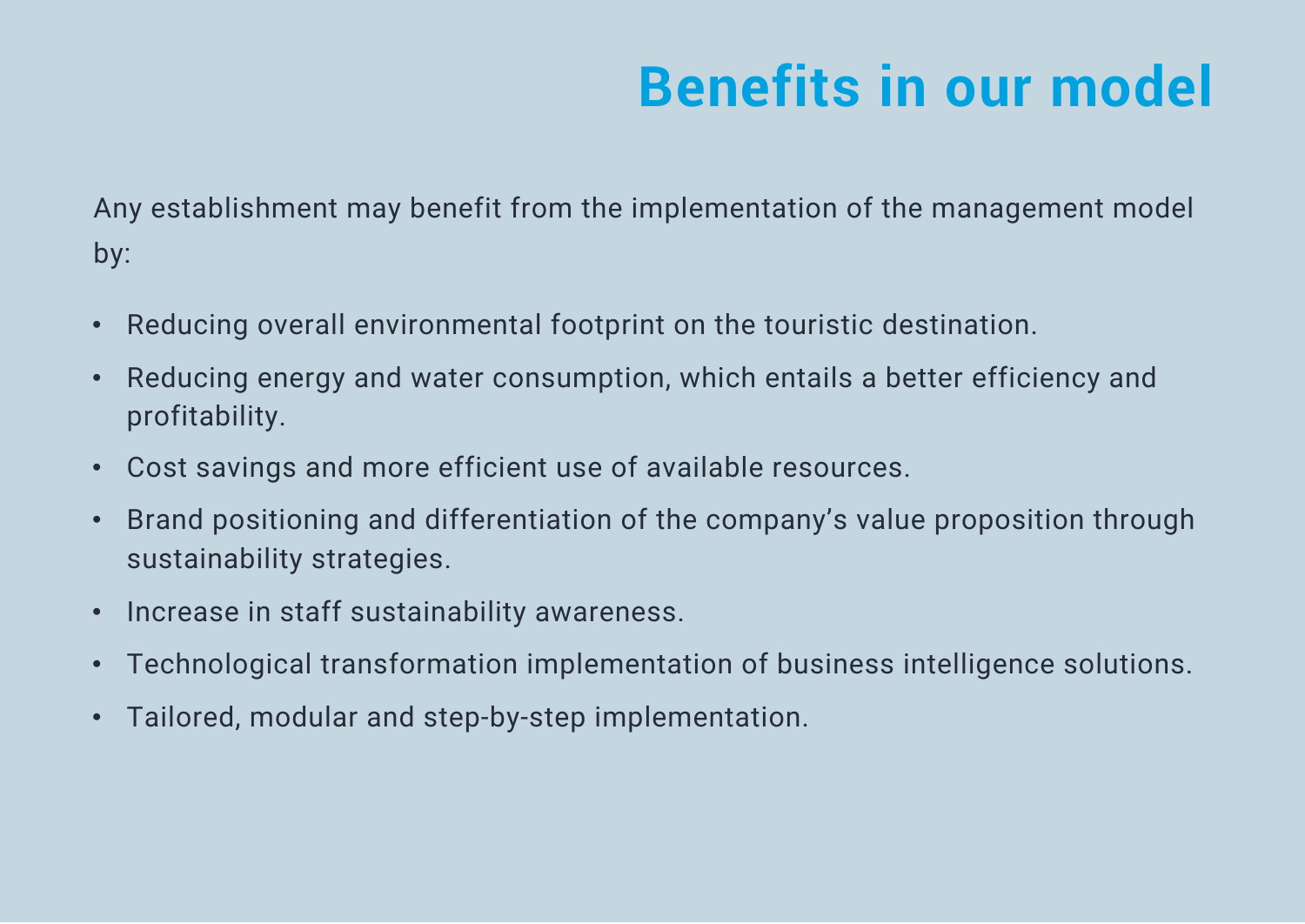# Benefits in our model

Any establishment may benefit from the implementation of the management model by:

- Reducing overall environmental footprint on the touristic destination.
- Reducing energy and water consumption, which entails a better efficiency and profitability.
- Cost savings and more efficient use of available resources.
- Brand positioning and differentiation of the company's value proposition through sustainability strategies.
- Increase in staff sustainability awareness.
- Technological transformation implementation of business intelligence solutions.
- Tailored, modular and step-by-step implementation.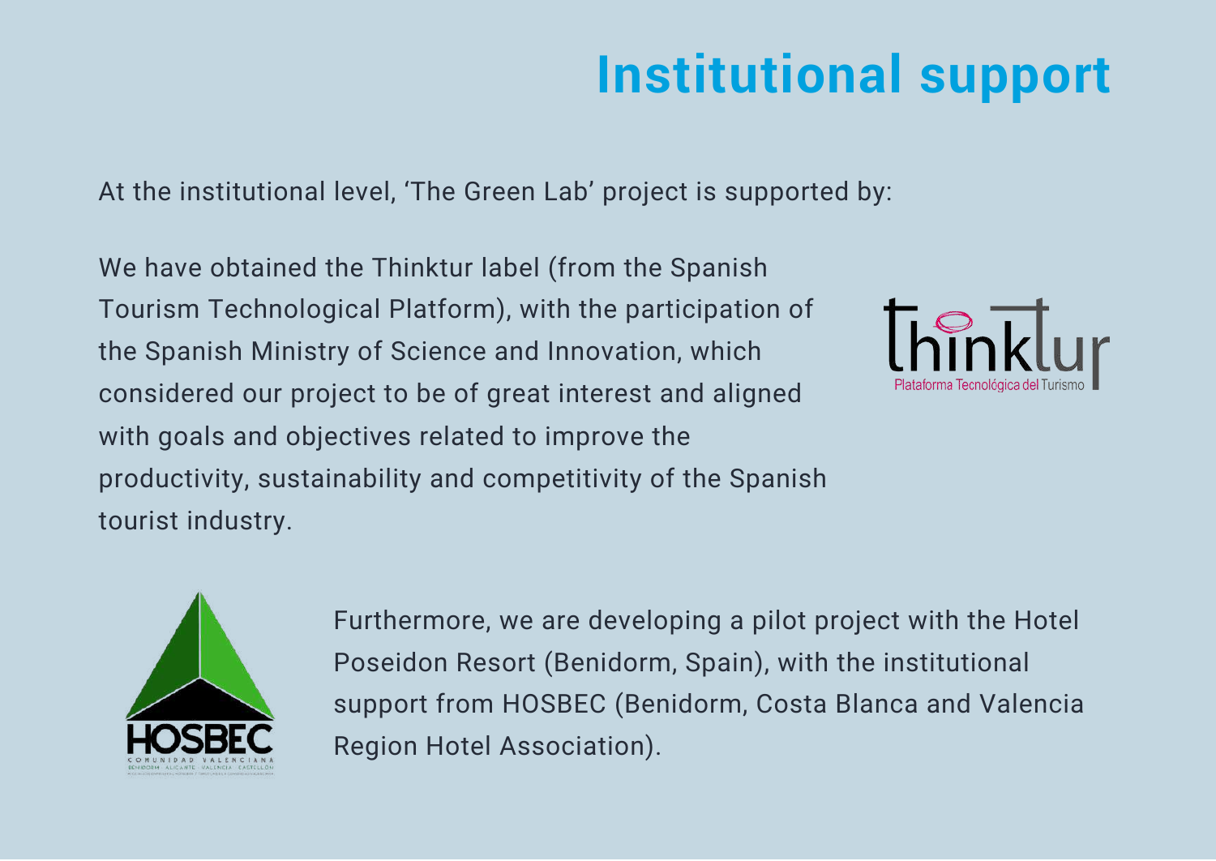# Institutional support

At the institutional level, ‘The Green Lab’ project is supported by:

We have obtained the Thinktur label (from the Spanish Tourism Technological Platform), with the participation of the Spanish Ministry of Science and Innovation, which considered our project to be of great interest and aligned with goals and objectives related to improve the productivity, sustainability and competitivity of the Spanish tourist industry.

Furthermore, we are developing a pilot project with the Hotel Poseidon Resort (Benidorm, Spain), with the institutional support from HOSBEC (Benidorm, Costa Blanca and Valencia Region Hotel Association).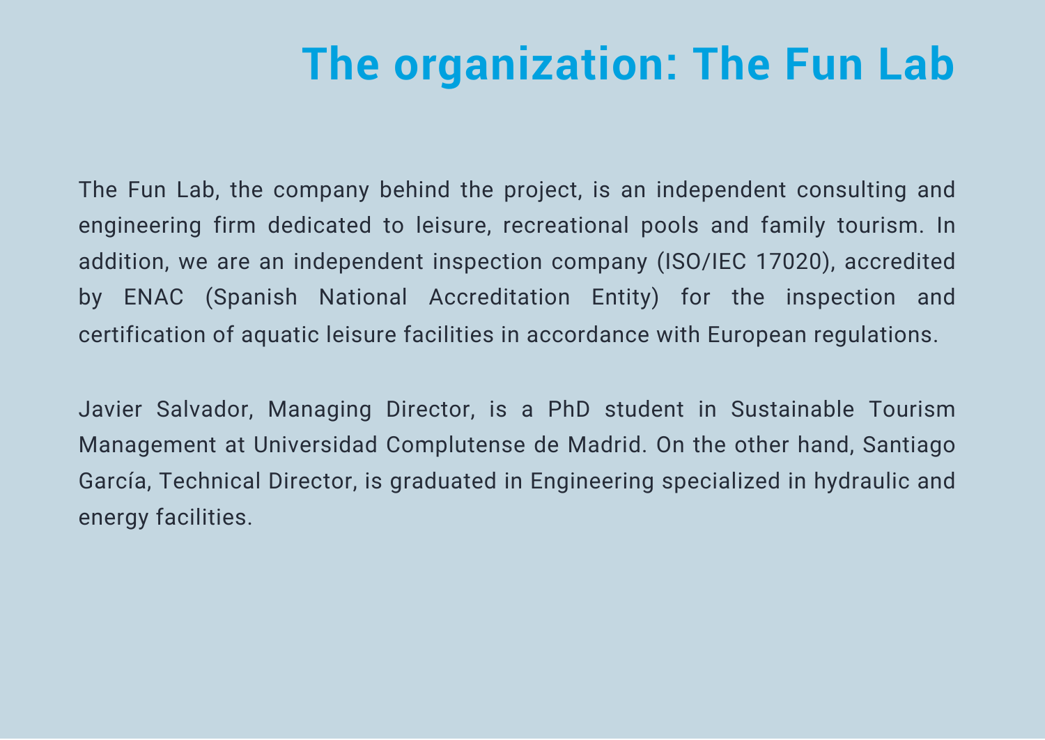# The organization: The Fun Lab

The Fun Lab, the company behind the project, is an independent consulting and engineering firm dedicated to leisure, recreational pools and family tourism. In addition, we are an independent inspection company (ISO/IEC 17020), accredited by ENAC (Spanish National Accreditation Entity) for the inspection and certification of aquatic leisure facilities in accordance with European regulations.

Javier Salvador, Managing Director, is a PhD student in Sustainable Tourism Management at Universidad Complutense de Madrid. On the other hand, Santiago García, Technical Director, is graduated in Engineering specialized in hydraulic and energy facilities.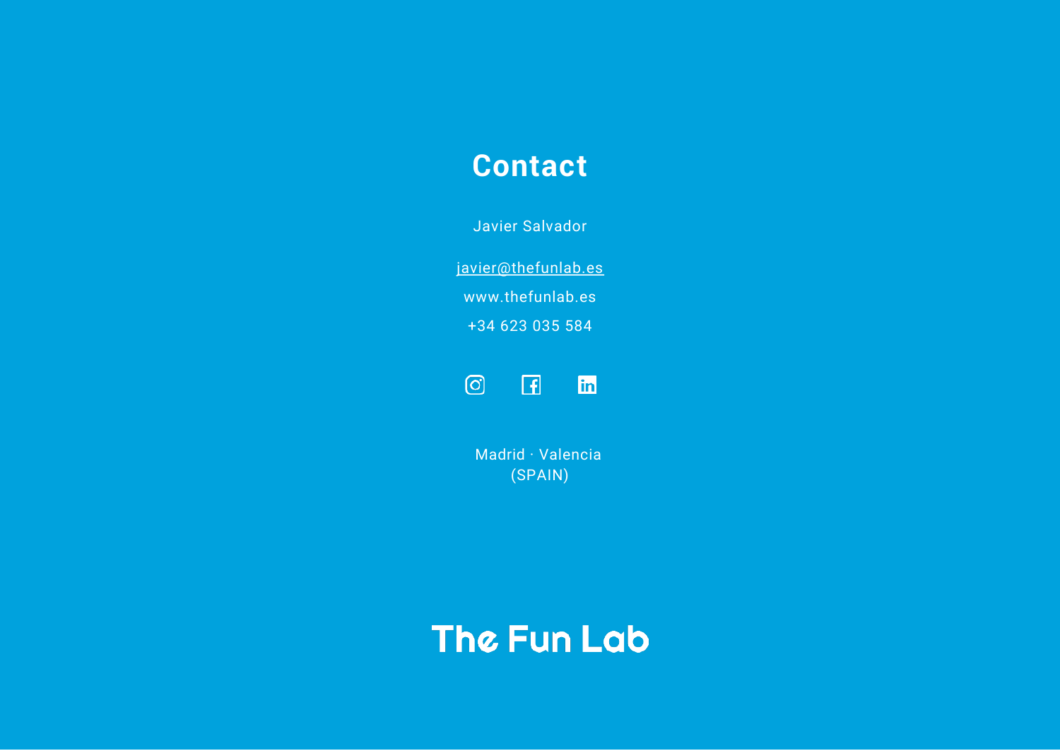# Contact

Javier Salvador

javier@thefunlab.es

www.thefunlab.es

+34 623 035 584

Madrid · Valencia
(SPAIN)

The Fun Lab